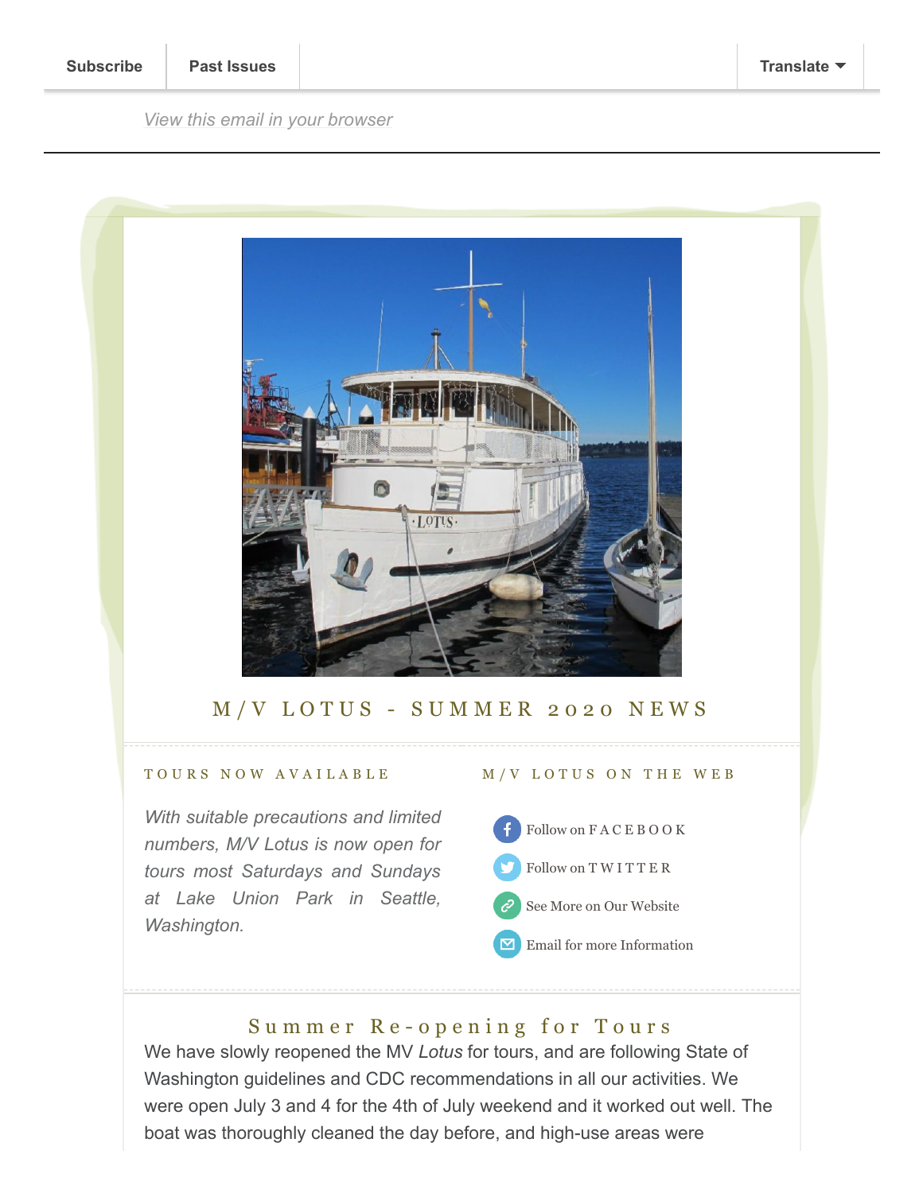Subscribe | Past Issues | Translate

*View this email in your browser*

# M/V LOTUS - SUMMER 2020 NEWS

### TOURS NOW AVAILABLE

*With suitable precautions and limited numbers, M/V Lotus is now open for tours most Saturdays and Sundays at Lake Union Park in Seattle, Washington.*

### M/V LOTUS ON THE WEB

- Follow on FACEBOOK
- Follow on TWITTER
- See More on Our Website
- Email for more Information

## Summer Re-opening for Tours

We have slowly reopened the MV *Lotus* for tours, and are following State of Washington guidelines and CDC recommendations in all our activities. We were open July 3 and 4 for the 4th of July weekend and it worked out well. The boat was thoroughly cleaned the day before, and high-use areas were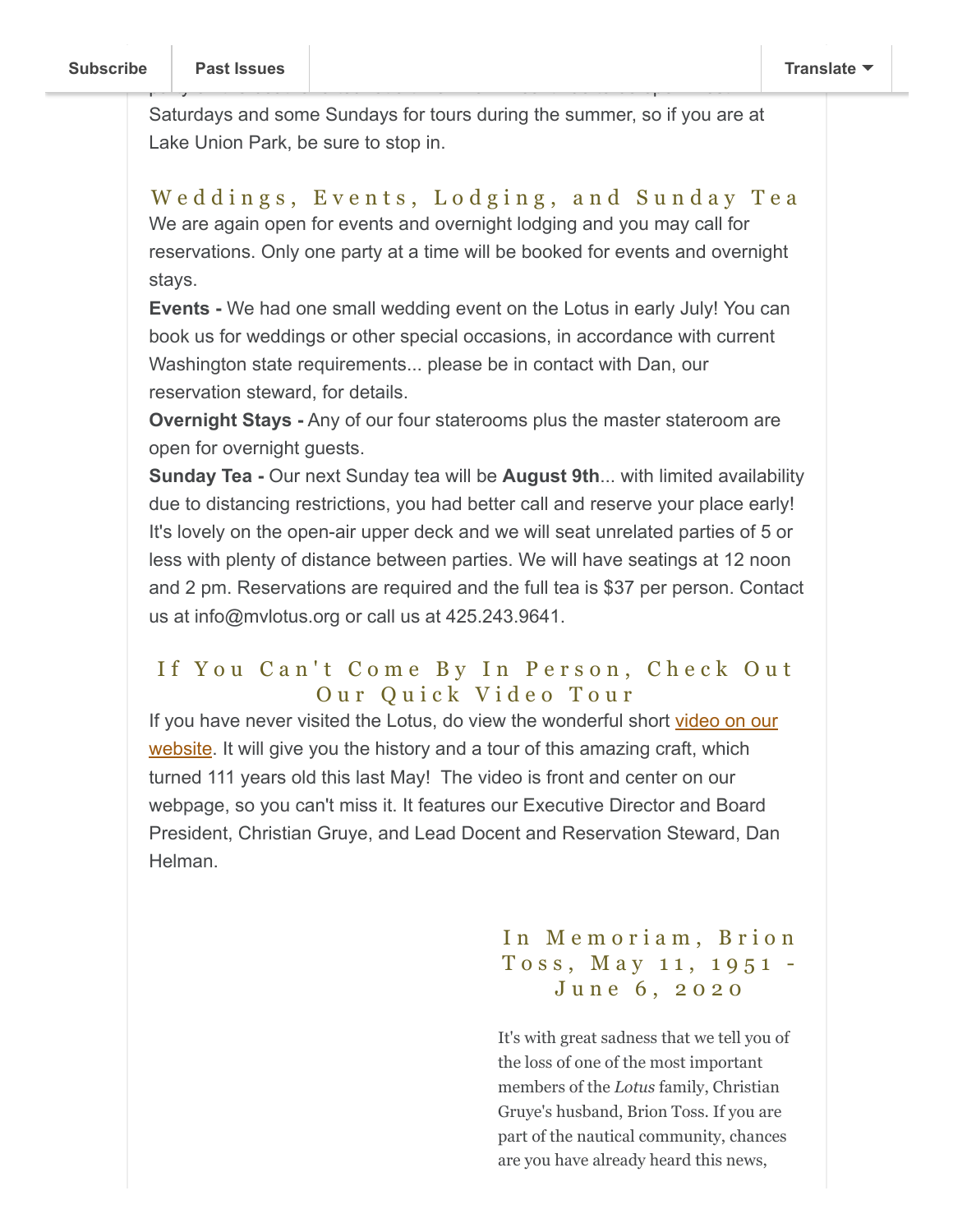Saturdays and some Sundays for tours during the summer, so if you are at Lake Union Park, be sure to stop in.

## Weddings, Events, Lodging, and Sunday Tea

We are again open for events and overnight lodging and you may call for reservations. Only one party at a time will be booked for events and overnight stays.

**Events -** We had one small wedding event on the Lotus in early July! You can book us for weddings or other special occasions, in accordance with current Washington state requirements... please be in contact with Dan, our reservation steward, for details.

**Overnight Stays -** Any of our four staterooms plus the master stateroom are open for overnight guests.

**Sunday Tea -** Our next Sunday tea will be **August 9th**... with limited availability due to distancing restrictions, you had better call and reserve your place early! It's lovely on the open-air upper deck and we will seat unrelated parties of 5 or less with plenty of distance between parties. We will have seatings at 12 noon and 2 pm. Reservations are required and the full tea is $37 per person. Contact us at info@mvlotus.org or call us at 425.243.9641.

## If You Can't Come By In Person, Check Out Our Quick Video Tour

If you have never visited the Lotus, do view the wonderful short video on our website. It will give you the history and a tour of this amazing craft, which turned 111 years old this last May! The video is front and center on our webpage, so you can't miss it. It features our Executive Director and Board President, Christian Gruye, and Lead Docent and Reservation Steward, Dan Helman.

## In Memoriam, Brion Toss, May 11, 1951 - June 6, 2020

It's with great sadness that we tell you of the loss of one of the most important members of the *Lotus* family, Christian Gruye's husband, Brion Toss. If you are part of the nautical community, chances are you have already heard this news,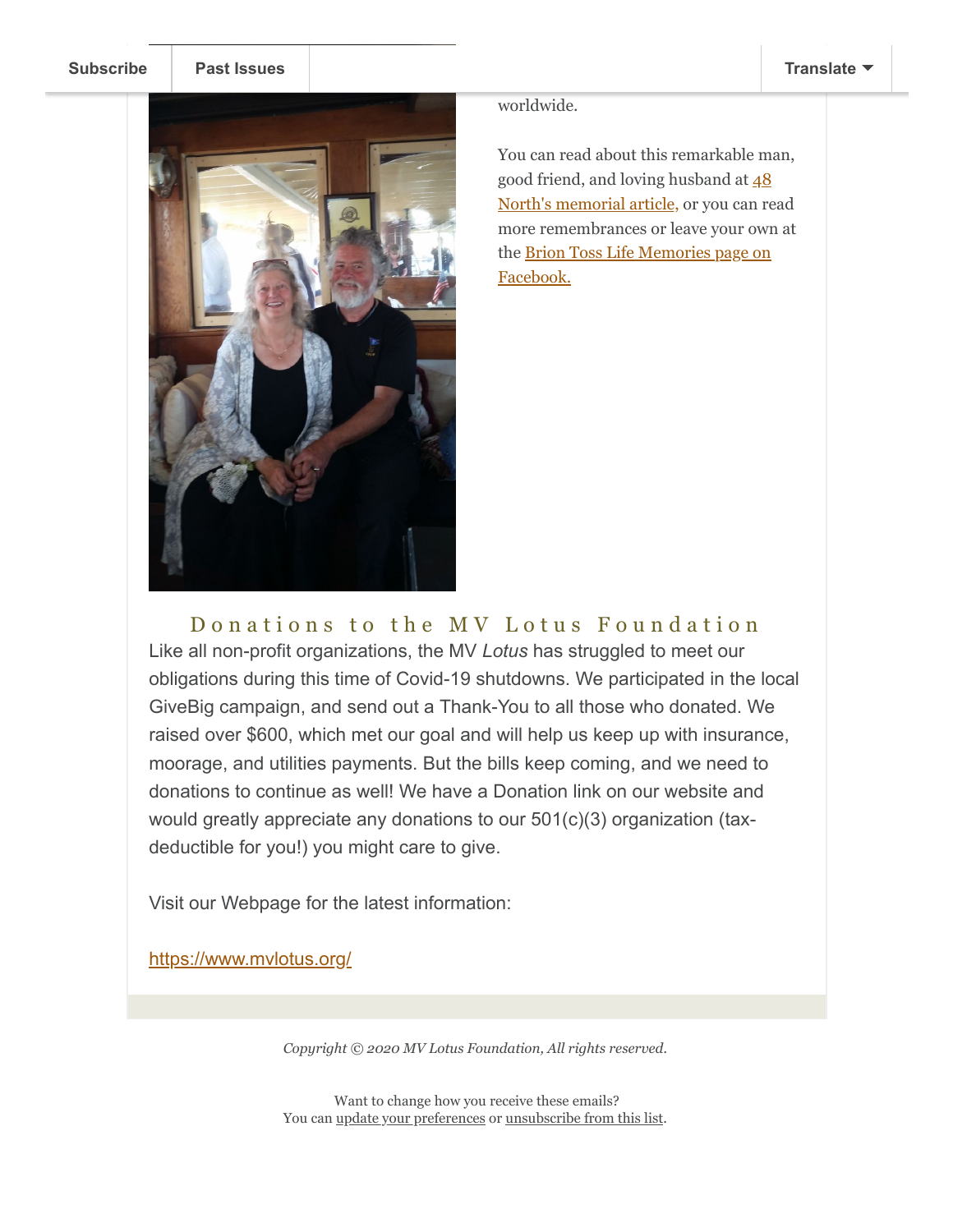worldwide.

You can read about this remarkable man, good friend, and loving husband at [48 North's memorial article,] or you can read more remembrances or leave your own at the [Brion Toss Life Memories page on Facebook.]

## Donations to the MV Lotus Foundation

Like all non-profit organizations, the MV *Lotus* has struggled to meet our obligations during this time of Covid-19 shutdowns. We participated in the local GiveBig campaign, and send out a Thank-You to all those who donated. We raised over $600, which met our goal and will help us keep up with insurance, moorage, and utilities payments. But the bills keep coming, and we need to donations to continue as well! We have a Donation link on our website and would greatly appreciate any donations to our 501(c)(3) organization (tax-deductible for you!) you might care to give.

Visit our Webpage for the latest information:

https://www.mvlotus.org/

*Copyright © 2020 MV Lotus Foundation, All rights reserved.*

Want to change how you receive these emails?
You can update your preferences or unsubscribe from this list.